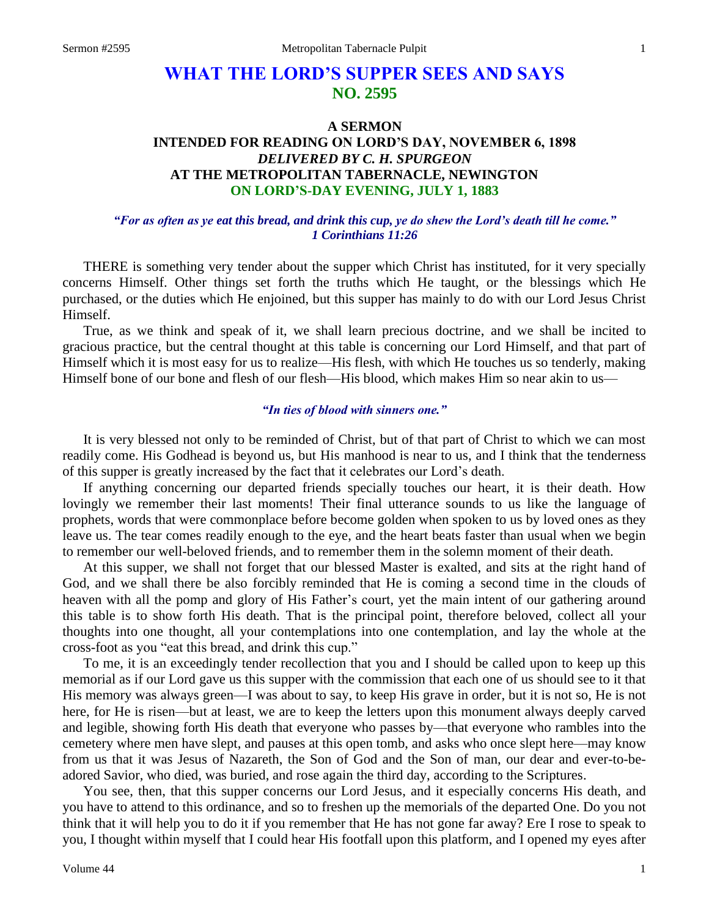# WHAT THE LORD'S SUPPER SEES AND SAYS
## NO. 2595

### A SERMON
### INTENDED FOR READING ON LORD'S DAY, NOVEMBER 6, 1898
### *DELIVERED BY C. H. SPURGEON*
### AT THE METROPOLITAN TABERNACLE, NEWINGTON
### ON LORD'S-DAY EVENING, JULY 1, 1883

***"For as often as ye eat this bread, and drink this cup, ye do shew the Lord's death till he come." 1 Corinthians 11:26***

THERE is something very tender about the supper which Christ has instituted, for it very specially concerns Himself. Other things set forth the truths which He taught, or the blessings which He purchased, or the duties which He enjoined, but this supper has mainly to do with our Lord Jesus Christ Himself.

True, as we think and speak of it, we shall learn precious doctrine, and we shall be incited to gracious practice, but the central thought at this table is concerning our Lord Himself, and that part of Himself which it is most easy for us to realize—His flesh, with which He touches us so tenderly, making Himself bone of our bone and flesh of our flesh—His blood, which makes Him so near akin to us—

*"In ties of blood with sinners one."*

It is very blessed not only to be reminded of Christ, but of that part of Christ to which we can most readily come. His Godhead is beyond us, but His manhood is near to us, and I think that the tenderness of this supper is greatly increased by the fact that it celebrates our Lord's death.

If anything concerning our departed friends specially touches our heart, it is their death. How lovingly we remember their last moments! Their final utterance sounds to us like the language of prophets, words that were commonplace before become golden when spoken to us by loved ones as they leave us. The tear comes readily enough to the eye, and the heart beats faster than usual when we begin to remember our well-beloved friends, and to remember them in the solemn moment of their death.

At this supper, we shall not forget that our blessed Master is exalted, and sits at the right hand of God, and we shall there be also forcibly reminded that He is coming a second time in the clouds of heaven with all the pomp and glory of His Father's court, yet the main intent of our gathering around this table is to show forth His death. That is the principal point, therefore beloved, collect all your thoughts into one thought, all your contemplations into one contemplation, and lay the whole at the cross-foot as you "eat this bread, and drink this cup."

To me, it is an exceedingly tender recollection that you and I should be called upon to keep up this memorial as if our Lord gave us this supper with the commission that each one of us should see to it that His memory was always green—I was about to say, to keep His grave in order, but it is not so, He is not here, for He is risen—but at least, we are to keep the letters upon this monument always deeply carved and legible, showing forth His death that everyone who passes by—that everyone who rambles into the cemetery where men have slept, and pauses at this open tomb, and asks who once slept here—may know from us that it was Jesus of Nazareth, the Son of God and the Son of man, our dear and ever-to-be-adored Savior, who died, was buried, and rose again the third day, according to the Scriptures.

You see, then, that this supper concerns our Lord Jesus, and it especially concerns His death, and you have to attend to this ordinance, and so to freshen up the memorials of the departed One. Do you not think that it will help you to do it if you remember that He has not gone far away? Ere I rose to speak to you, I thought within myself that I could hear His footfall upon this platform, and I opened my eyes after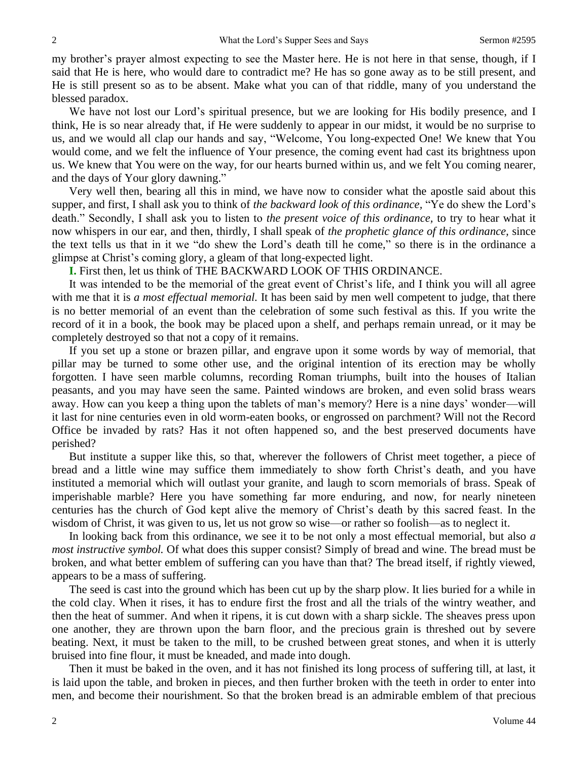my brother's prayer almost expecting to see the Master here. He is not here in that sense, though, if I said that He is here, who would dare to contradict me? He has so gone away as to be still present, and He is still present so as to be absent. Make what you can of that riddle, many of you understand the blessed paradox.

We have not lost our Lord's spiritual presence, but we are looking for His bodily presence, and I think, He is so near already that, if He were suddenly to appear in our midst, it would be no surprise to us, and we would all clap our hands and say, "Welcome, You long-expected One! We knew that You would come, and we felt the influence of Your presence, the coming event had cast its brightness upon us. We knew that You were on the way, for our hearts burned within us, and we felt You coming nearer, and the days of Your glory dawning."

Very well then, bearing all this in mind, we have now to consider what the apostle said about this supper, and first, I shall ask you to think of *the backward look of this ordinance,* "Ye do shew the Lord's death." Secondly, I shall ask you to listen to *the present voice of this ordinance,* to try to hear what it now whispers in our ear, and then, thirdly, I shall speak of *the prophetic glance of this ordinance,* since the text tells us that in it we "do shew the Lord's death till he come," so there is in the ordinance a glimpse at Christ's coming glory, a gleam of that long-expected light.

**I.** First then, let us think of THE BACKWARD LOOK OF THIS ORDINANCE.

It was intended to be the memorial of the great event of Christ's life, and I think you will all agree with me that it is *a most effectual memorial.* It has been said by men well competent to judge, that there is no better memorial of an event than the celebration of some such festival as this. If you write the record of it in a book, the book may be placed upon a shelf, and perhaps remain unread, or it may be completely destroyed so that not a copy of it remains.

If you set up a stone or brazen pillar, and engrave upon it some words by way of memorial, that pillar may be turned to some other use, and the original intention of its erection may be wholly forgotten. I have seen marble columns, recording Roman triumphs, built into the houses of Italian peasants, and you may have seen the same. Painted windows are broken, and even solid brass wears away. How can you keep a thing upon the tablets of man's memory? Here is a nine days' wonder—will it last for nine centuries even in old worm-eaten books, or engrossed on parchment? Will not the Record Office be invaded by rats? Has it not often happened so, and the best preserved documents have perished?

But institute a supper like this, so that, wherever the followers of Christ meet together, a piece of bread and a little wine may suffice them immediately to show forth Christ's death, and you have instituted a memorial which will outlast your granite, and laugh to scorn memorials of brass. Speak of imperishable marble? Here you have something far more enduring, and now, for nearly nineteen centuries has the church of God kept alive the memory of Christ's death by this sacred feast. In the wisdom of Christ, it was given to us, let us not grow so wise—or rather so foolish—as to neglect it.

In looking back from this ordinance, we see it to be not only a most effectual memorial, but also *a most instructive symbol.* Of what does this supper consist? Simply of bread and wine. The bread must be broken, and what better emblem of suffering can you have than that? The bread itself, if rightly viewed, appears to be a mass of suffering.

The seed is cast into the ground which has been cut up by the sharp plow. It lies buried for a while in the cold clay. When it rises, it has to endure first the frost and all the trials of the wintry weather, and then the heat of summer. And when it ripens, it is cut down with a sharp sickle. The sheaves press upon one another, they are thrown upon the barn floor, and the precious grain is threshed out by severe beating. Next, it must be taken to the mill, to be crushed between great stones, and when it is utterly bruised into fine flour, it must be kneaded, and made into dough.

Then it must be baked in the oven, and it has not finished its long process of suffering till, at last, it is laid upon the table, and broken in pieces, and then further broken with the teeth in order to enter into men, and become their nourishment. So that the broken bread is an admirable emblem of that precious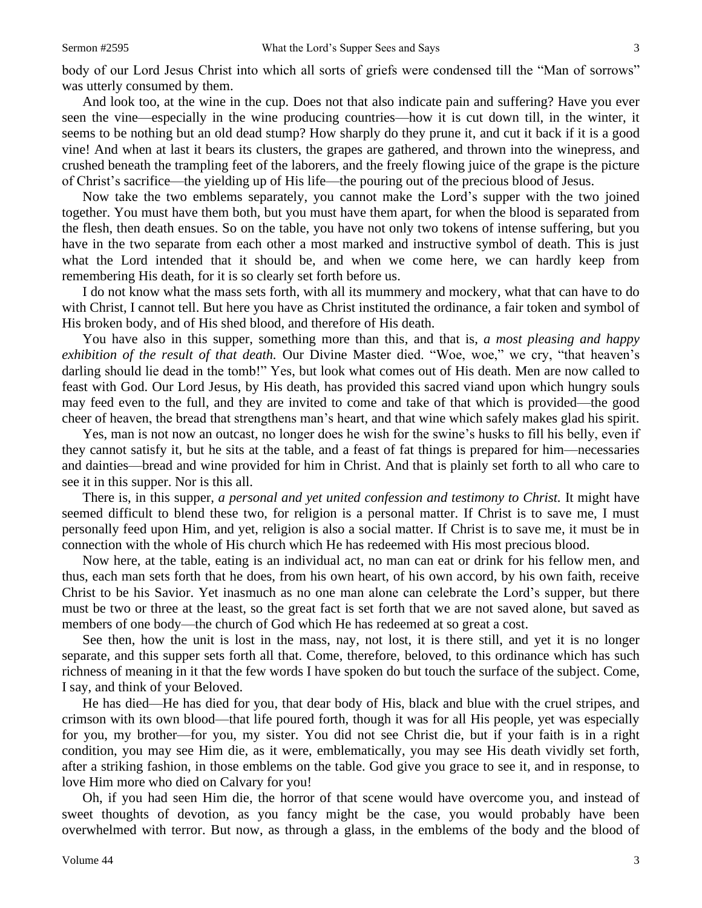body of our Lord Jesus Christ into which all sorts of griefs were condensed till the "Man of sorrows" was utterly consumed by them.

And look too, at the wine in the cup. Does not that also indicate pain and suffering? Have you ever seen the vine—especially in the wine producing countries—how it is cut down till, in the winter, it seems to be nothing but an old dead stump? How sharply do they prune it, and cut it back if it is a good vine! And when at last it bears its clusters, the grapes are gathered, and thrown into the winepress, and crushed beneath the trampling feet of the laborers, and the freely flowing juice of the grape is the picture of Christ's sacrifice—the yielding up of His life—the pouring out of the precious blood of Jesus.

Now take the two emblems separately, you cannot make the Lord's supper with the two joined together. You must have them both, but you must have them apart, for when the blood is separated from the flesh, then death ensues. So on the table, you have not only two tokens of intense suffering, but you have in the two separate from each other a most marked and instructive symbol of death. This is just what the Lord intended that it should be, and when we come here, we can hardly keep from remembering His death, for it is so clearly set forth before us.

I do not know what the mass sets forth, with all its mummery and mockery, what that can have to do with Christ, I cannot tell. But here you have as Christ instituted the ordinance, a fair token and symbol of His broken body, and of His shed blood, and therefore of His death.

You have also in this supper, something more than this, and that is, *a most pleasing and happy exhibition of the result of that death.* Our Divine Master died. "Woe, woe," we cry, "that heaven's darling should lie dead in the tomb!" Yes, but look what comes out of His death. Men are now called to feast with God. Our Lord Jesus, by His death, has provided this sacred viand upon which hungry souls may feed even to the full, and they are invited to come and take of that which is provided—the good cheer of heaven, the bread that strengthens man's heart, and that wine which safely makes glad his spirit.

Yes, man is not now an outcast, no longer does he wish for the swine's husks to fill his belly, even if they cannot satisfy it, but he sits at the table, and a feast of fat things is prepared for him—necessaries and dainties—bread and wine provided for him in Christ. And that is plainly set forth to all who care to see it in this supper. Nor is this all.

There is, in this supper, *a personal and yet united confession and testimony to Christ.* It might have seemed difficult to blend these two, for religion is a personal matter. If Christ is to save me, I must personally feed upon Him, and yet, religion is also a social matter. If Christ is to save me, it must be in connection with the whole of His church which He has redeemed with His most precious blood.

Now here, at the table, eating is an individual act, no man can eat or drink for his fellow men, and thus, each man sets forth that he does, from his own heart, of his own accord, by his own faith, receive Christ to be his Savior. Yet inasmuch as no one man alone can celebrate the Lord's supper, but there must be two or three at the least, so the great fact is set forth that we are not saved alone, but saved as members of one body—the church of God which He has redeemed at so great a cost.

See then, how the unit is lost in the mass, nay, not lost, it is there still, and yet it is no longer separate, and this supper sets forth all that. Come, therefore, beloved, to this ordinance which has such richness of meaning in it that the few words I have spoken do but touch the surface of the subject. Come, I say, and think of your Beloved.

He has died—He has died for you, that dear body of His, black and blue with the cruel stripes, and crimson with its own blood—that life poured forth, though it was for all His people, yet was especially for you, my brother—for you, my sister. You did not see Christ die, but if your faith is in a right condition, you may see Him die, as it were, emblematically, you may see His death vividly set forth, after a striking fashion, in those emblems on the table. God give you grace to see it, and in response, to love Him more who died on Calvary for you!

Oh, if you had seen Him die, the horror of that scene would have overcome you, and instead of sweet thoughts of devotion, as you fancy might be the case, you would probably have been overwhelmed with terror. But now, as through a glass, in the emblems of the body and the blood of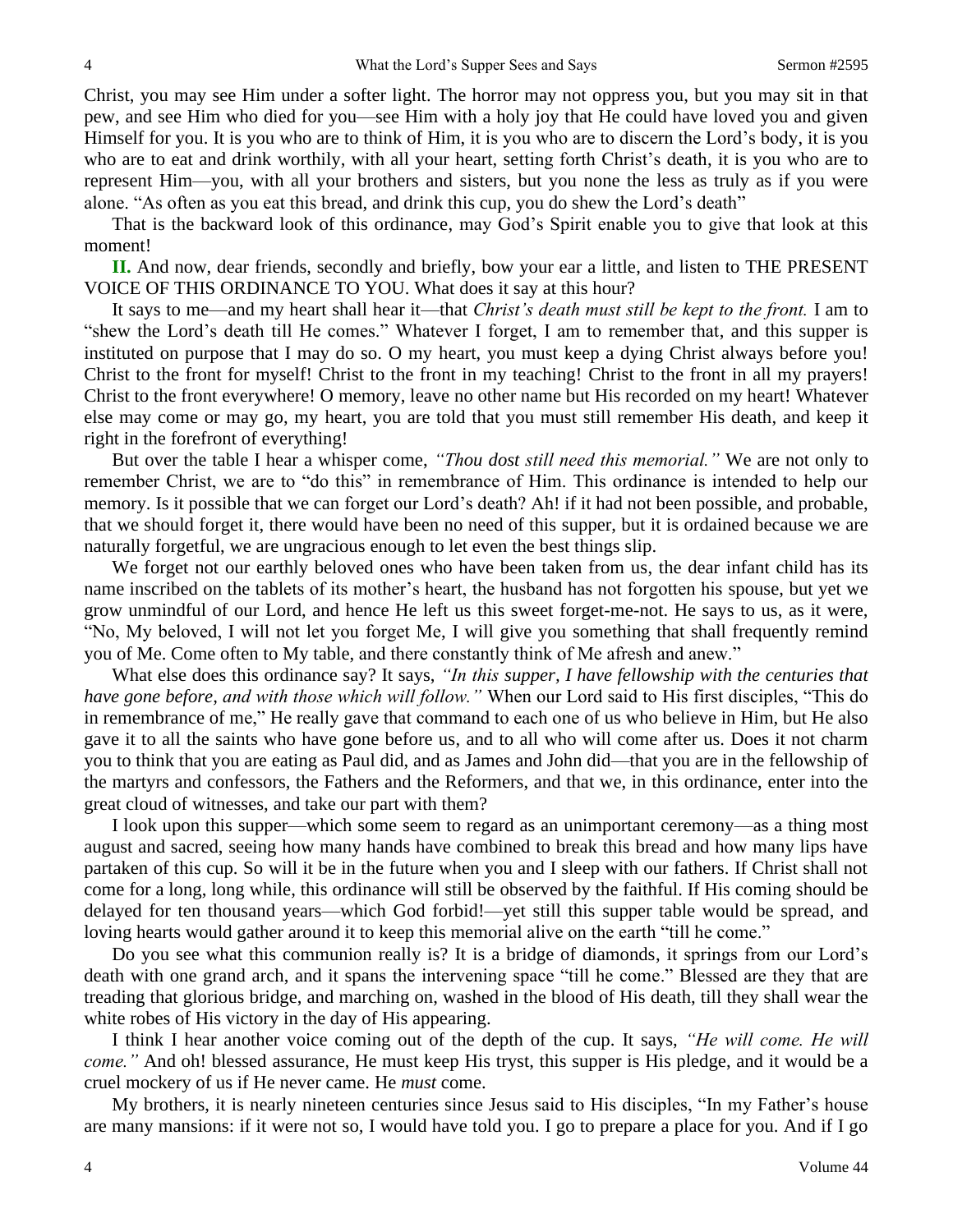Christ, you may see Him under a softer light. The horror may not oppress you, but you may sit in that pew, and see Him who died for you—see Him with a holy joy that He could have loved you and given Himself for you. It is you who are to think of Him, it is you who are to discern the Lord's body, it is you who are to eat and drink worthily, with all your heart, setting forth Christ's death, it is you who are to represent Him—you, with all your brothers and sisters, but you none the less as truly as if you were alone. "As often as you eat this bread, and drink this cup, you do shew the Lord's death"

That is the backward look of this ordinance, may God's Spirit enable you to give that look at this moment!

**II.** And now, dear friends, secondly and briefly, bow your ear a little, and listen to THE PRESENT VOICE OF THIS ORDINANCE TO YOU. What does it say at this hour?

It says to me—and my heart shall hear it—that *Christ's death must still be kept to the front.* I am to "shew the Lord's death till He comes." Whatever I forget, I am to remember that, and this supper is instituted on purpose that I may do so. O my heart, you must keep a dying Christ always before you! Christ to the front for myself! Christ to the front in my teaching! Christ to the front in all my prayers! Christ to the front everywhere! O memory, leave no other name but His recorded on my heart! Whatever else may come or may go, my heart, you are told that you must still remember His death, and keep it right in the forefront of everything!

But over the table I hear a whisper come, *"Thou dost still need this memorial."* We are not only to remember Christ, we are to "do this" in remembrance of Him. This ordinance is intended to help our memory. Is it possible that we can forget our Lord's death? Ah! if it had not been possible, and probable, that we should forget it, there would have been no need of this supper, but it is ordained because we are naturally forgetful, we are ungracious enough to let even the best things slip.

We forget not our earthly beloved ones who have been taken from us, the dear infant child has its name inscribed on the tablets of its mother's heart, the husband has not forgotten his spouse, but yet we grow unmindful of our Lord, and hence He left us this sweet forget-me-not. He says to us, as it were, "No, My beloved, I will not let you forget Me, I will give you something that shall frequently remind you of Me. Come often to My table, and there constantly think of Me afresh and anew."

What else does this ordinance say? It says, *"In this supper, I have fellowship with the centuries that have gone before, and with those which will follow."* When our Lord said to His first disciples, "This do in remembrance of me," He really gave that command to each one of us who believe in Him, but He also gave it to all the saints who have gone before us, and to all who will come after us. Does it not charm you to think that you are eating as Paul did, and as James and John did—that you are in the fellowship of the martyrs and confessors, the Fathers and the Reformers, and that we, in this ordinance, enter into the great cloud of witnesses, and take our part with them?

I look upon this supper—which some seem to regard as an unimportant ceremony—as a thing most august and sacred, seeing how many hands have combined to break this bread and how many lips have partaken of this cup. So will it be in the future when you and I sleep with our fathers. If Christ shall not come for a long, long while, this ordinance will still be observed by the faithful. If His coming should be delayed for ten thousand years—which God forbid!—yet still this supper table would be spread, and loving hearts would gather around it to keep this memorial alive on the earth "till he come."

Do you see what this communion really is? It is a bridge of diamonds, it springs from our Lord's death with one grand arch, and it spans the intervening space "till he come." Blessed are they that are treading that glorious bridge, and marching on, washed in the blood of His death, till they shall wear the white robes of His victory in the day of His appearing.

I think I hear another voice coming out of the depth of the cup. It says, *"He will come. He will come."* And oh! blessed assurance, He must keep His tryst, this supper is His pledge, and it would be a cruel mockery of us if He never came. He *must* come.

My brothers, it is nearly nineteen centuries since Jesus said to His disciples, "In my Father's house are many mansions: if it were not so, I would have told you. I go to prepare a place for you. And if I go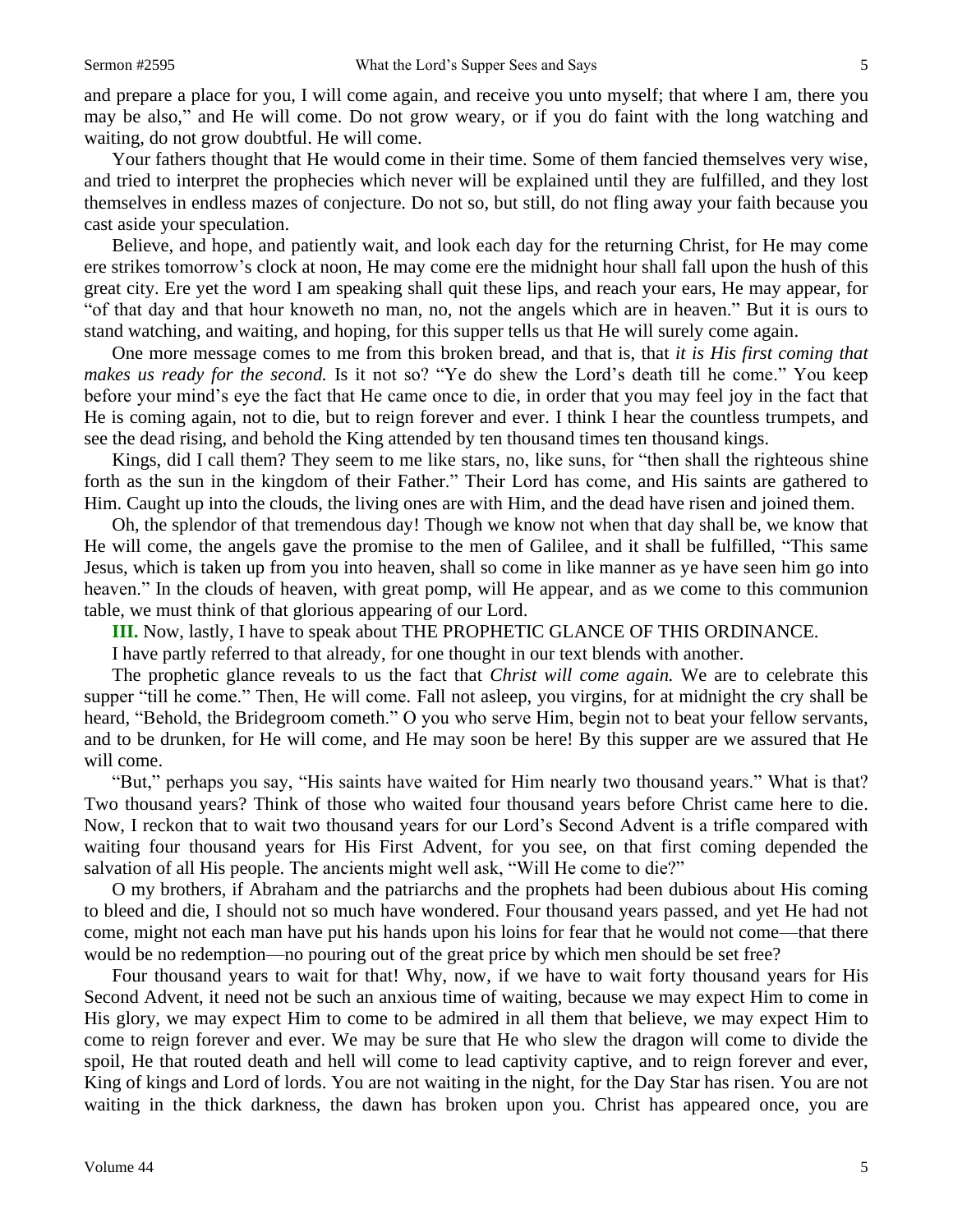and prepare a place for you, I will come again, and receive you unto myself; that where I am, there you may be also," and He will come. Do not grow weary, or if you do faint with the long watching and waiting, do not grow doubtful. He will come.

Your fathers thought that He would come in their time. Some of them fancied themselves very wise, and tried to interpret the prophecies which never will be explained until they are fulfilled, and they lost themselves in endless mazes of conjecture. Do not so, but still, do not fling away your faith because you cast aside your speculation.

Believe, and hope, and patiently wait, and look each day for the returning Christ, for He may come ere strikes tomorrow's clock at noon, He may come ere the midnight hour shall fall upon the hush of this great city. Ere yet the word I am speaking shall quit these lips, and reach your ears, He may appear, for "of that day and that hour knoweth no man, no, not the angels which are in heaven." But it is ours to stand watching, and waiting, and hoping, for this supper tells us that He will surely come again.

One more message comes to me from this broken bread, and that is, that *it is His first coming that makes us ready for the second.* Is it not so? "Ye do shew the Lord's death till he come." You keep before your mind's eye the fact that He came once to die, in order that you may feel joy in the fact that He is coming again, not to die, but to reign forever and ever. I think I hear the countless trumpets, and see the dead rising, and behold the King attended by ten thousand times ten thousand kings.

Kings, did I call them? They seem to me like stars, no, like suns, for "then shall the righteous shine forth as the sun in the kingdom of their Father." Their Lord has come, and His saints are gathered to Him. Caught up into the clouds, the living ones are with Him, and the dead have risen and joined them.

Oh, the splendor of that tremendous day! Though we know not when that day shall be, we know that He will come, the angels gave the promise to the men of Galilee, and it shall be fulfilled, "This same Jesus, which is taken up from you into heaven, shall so come in like manner as ye have seen him go into heaven." In the clouds of heaven, with great pomp, will He appear, and as we come to this communion table, we must think of that glorious appearing of our Lord.

**III.** Now, lastly, I have to speak about THE PROPHETIC GLANCE OF THIS ORDINANCE.

I have partly referred to that already, for one thought in our text blends with another.

The prophetic glance reveals to us the fact that *Christ will come again.* We are to celebrate this supper "till he come." Then, He will come. Fall not asleep, you virgins, for at midnight the cry shall be heard, "Behold, the Bridegroom cometh." O you who serve Him, begin not to beat your fellow servants, and to be drunken, for He will come, and He may soon be here! By this supper are we assured that He will come.

"But," perhaps you say, "His saints have waited for Him nearly two thousand years." What is that? Two thousand years? Think of those who waited four thousand years before Christ came here to die. Now, I reckon that to wait two thousand years for our Lord's Second Advent is a trifle compared with waiting four thousand years for His First Advent, for you see, on that first coming depended the salvation of all His people. The ancients might well ask, "Will He come to die?"

O my brothers, if Abraham and the patriarchs and the prophets had been dubious about His coming to bleed and die, I should not so much have wondered. Four thousand years passed, and yet He had not come, might not each man have put his hands upon his loins for fear that he would not come—that there would be no redemption—no pouring out of the great price by which men should be set free?

Four thousand years to wait for that! Why, now, if we have to wait forty thousand years for His Second Advent, it need not be such an anxious time of waiting, because we may expect Him to come in His glory, we may expect Him to come to be admired in all them that believe, we may expect Him to come to reign forever and ever. We may be sure that He who slew the dragon will come to divide the spoil, He that routed death and hell will come to lead captivity captive, and to reign forever and ever, King of kings and Lord of lords. You are not waiting in the night, for the Day Star has risen. You are not waiting in the thick darkness, the dawn has broken upon you. Christ has appeared once, you are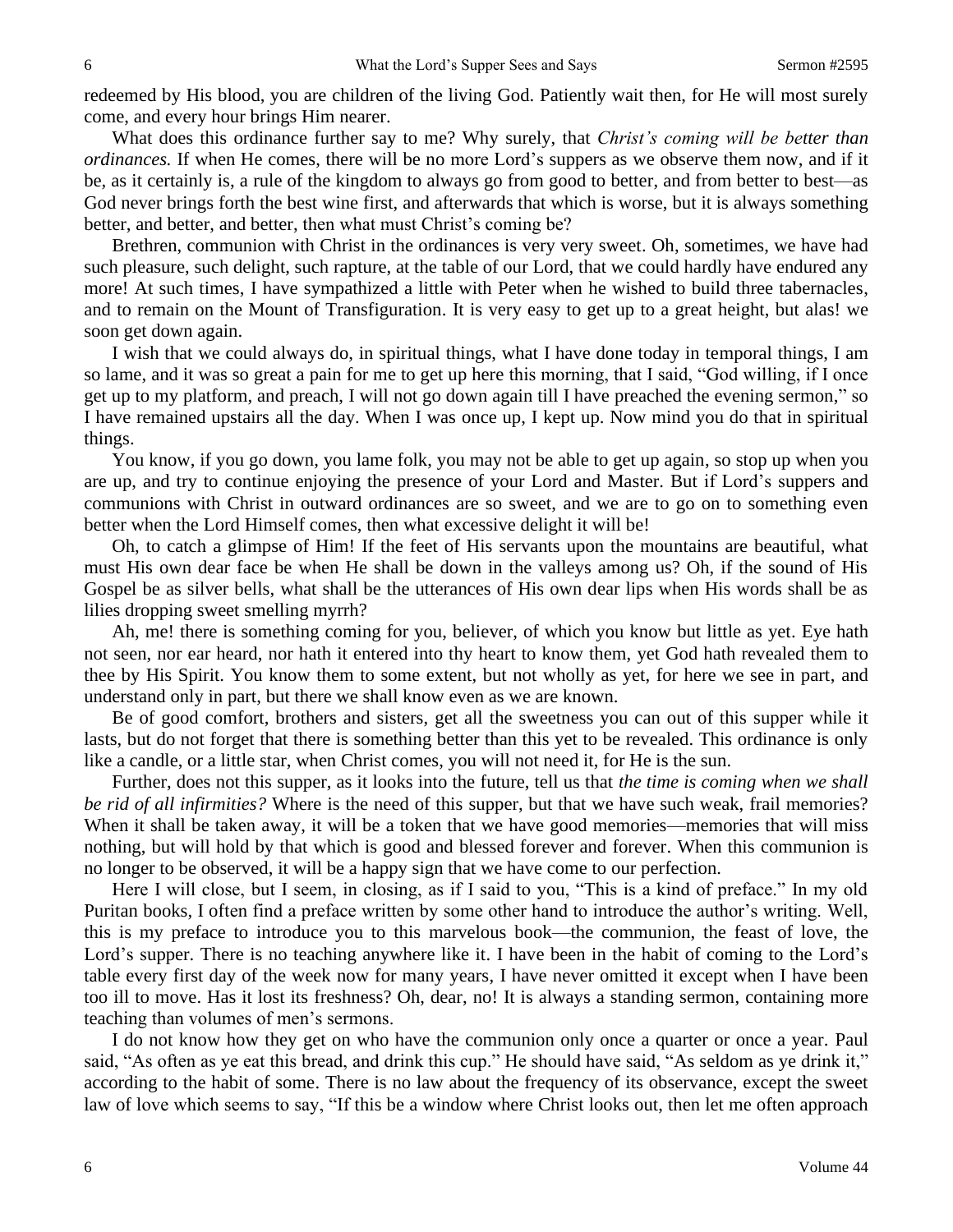redeemed by His blood, you are children of the living God. Patiently wait then, for He will most surely come, and every hour brings Him nearer.

What does this ordinance further say to me? Why surely, that *Christ's coming will be better than ordinances.* If when He comes, there will be no more Lord's suppers as we observe them now, and if it be, as it certainly is, a rule of the kingdom to always go from good to better, and from better to best—as God never brings forth the best wine first, and afterwards that which is worse, but it is always something better, and better, and better, then what must Christ's coming be?

Brethren, communion with Christ in the ordinances is very very sweet. Oh, sometimes, we have had such pleasure, such delight, such rapture, at the table of our Lord, that we could hardly have endured any more! At such times, I have sympathized a little with Peter when he wished to build three tabernacles, and to remain on the Mount of Transfiguration. It is very easy to get up to a great height, but alas! we soon get down again.

I wish that we could always do, in spiritual things, what I have done today in temporal things, I am so lame, and it was so great a pain for me to get up here this morning, that I said, "God willing, if I once get up to my platform, and preach, I will not go down again till I have preached the evening sermon," so I have remained upstairs all the day. When I was once up, I kept up. Now mind you do that in spiritual things.

You know, if you go down, you lame folk, you may not be able to get up again, so stop up when you are up, and try to continue enjoying the presence of your Lord and Master. But if Lord's suppers and communions with Christ in outward ordinances are so sweet, and we are to go on to something even better when the Lord Himself comes, then what excessive delight it will be!

Oh, to catch a glimpse of Him! If the feet of His servants upon the mountains are beautiful, what must His own dear face be when He shall be down in the valleys among us? Oh, if the sound of His Gospel be as silver bells, what shall be the utterances of His own dear lips when His words shall be as lilies dropping sweet smelling myrrh?

Ah, me! there is something coming for you, believer, of which you know but little as yet. Eye hath not seen, nor ear heard, nor hath it entered into thy heart to know them, yet God hath revealed them to thee by His Spirit. You know them to some extent, but not wholly as yet, for here we see in part, and understand only in part, but there we shall know even as we are known.

Be of good comfort, brothers and sisters, get all the sweetness you can out of this supper while it lasts, but do not forget that there is something better than this yet to be revealed. This ordinance is only like a candle, or a little star, when Christ comes, you will not need it, for He is the sun.

Further, does not this supper, as it looks into the future, tell us that *the time is coming when we shall be rid of all infirmities?* Where is the need of this supper, but that we have such weak, frail memories? When it shall be taken away, it will be a token that we have good memories—memories that will miss nothing, but will hold by that which is good and blessed forever and forever. When this communion is no longer to be observed, it will be a happy sign that we have come to our perfection.

Here I will close, but I seem, in closing, as if I said to you, "This is a kind of preface." In my old Puritan books, I often find a preface written by some other hand to introduce the author's writing. Well, this is my preface to introduce you to this marvelous book—the communion, the feast of love, the Lord's supper. There is no teaching anywhere like it. I have been in the habit of coming to the Lord's table every first day of the week now for many years, I have never omitted it except when I have been too ill to move. Has it lost its freshness? Oh, dear, no! It is always a standing sermon, containing more teaching than volumes of men's sermons.

I do not know how they get on who have the communion only once a quarter or once a year. Paul said, "As often as ye eat this bread, and drink this cup." He should have said, "As seldom as ye drink it," according to the habit of some. There is no law about the frequency of its observance, except the sweet law of love which seems to say, "If this be a window where Christ looks out, then let me often approach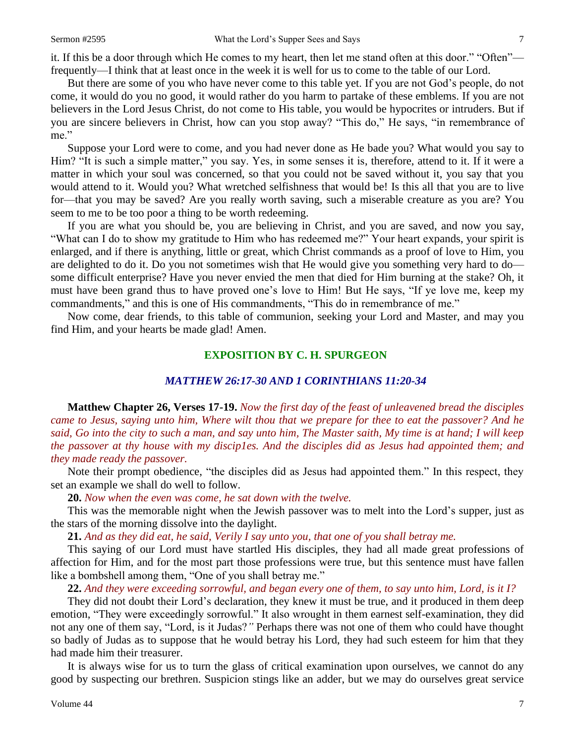it. If this be a door through which He comes to my heart, then let me stand often at this door." "Often"—frequently—I think that at least once in the week it is well for us to come to the table of our Lord.

But there are some of you who have never come to this table yet. If you are not God's people, do not come, it would do you no good, it would rather do you harm to partake of these emblems. If you are not believers in the Lord Jesus Christ, do not come to His table, you would be hypocrites or intruders. But if you are sincere believers in Christ, how can you stop away? "This do," He says, "in remembrance of me."

Suppose your Lord were to come, and you had never done as He bade you? What would you say to Him? "It is such a simple matter," you say. Yes, in some senses it is, therefore, attend to it. If it were a matter in which your soul was concerned, so that you could not be saved without it, you say that you would attend to it. Would you? What wretched selfishness that would be! Is this all that you are to live for—that you may be saved? Are you really worth saving, such a miserable creature as you are? You seem to me to be too poor a thing to be worth redeeming.

If you are what you should be, you are believing in Christ, and you are saved, and now you say, "What can I do to show my gratitude to Him who has redeemed me?" Your heart expands, your spirit is enlarged, and if there is anything, little or great, which Christ commands as a proof of love to Him, you are delighted to do it. Do you not sometimes wish that He would give you something very hard to do—some difficult enterprise? Have you never envied the men that died for Him burning at the stake? Oh, it must have been grand thus to have proved one's love to Him! But He says, "If ye love me, keep my commandments," and this is one of His commandments, "This do in remembrance of me."

Now come, dear friends, to this table of communion, seeking your Lord and Master, and may you find Him, and your hearts be made glad! Amen.

## EXPOSITION BY C. H. SPURGEON

### *MATTHEW 26:17-30 AND 1 CORINTHIANS 11:20-34*

**Matthew Chapter 26, Verses 17-19.** *Now the first day of the feast of unleavened bread the disciples came to Jesus, saying unto him, Where wilt thou that we prepare for thee to eat the passover? And he said, Go into the city to such a man, and say unto him, The Master saith, My time is at hand; I will keep the passover at thy house with my disciples. And the disciples did as Jesus had appointed them; and they made ready the passover.*

Note their prompt obedience, "the disciples did as Jesus had appointed them." In this respect, they set an example we shall do well to follow.

**20.** *Now when the even was come, he sat down with the twelve.*

This was the memorable night when the Jewish passover was to melt into the Lord's supper, just as the stars of the morning dissolve into the daylight.

**21.** *And as they did eat, he said, Verily I say unto you, that one of you shall betray me.*

This saying of our Lord must have startled His disciples, they had all made great professions of affection for Him, and for the most part those professions were true, but this sentence must have fallen like a bombshell among them, "One of you shall betray me."

**22.** *And they were exceeding sorrowful, and began every one of them, to say unto him, Lord, is it I?*

They did not doubt their Lord's declaration, they knew it must be true, and it produced in them deep emotion, "They were exceedingly sorrowful." It also wrought in them earnest self-examination, they did not any one of them say, "Lord, is it Judas?" Perhaps there was not one of them who could have thought so badly of Judas as to suppose that he would betray his Lord, they had such esteem for him that they had made him their treasurer.

It is always wise for us to turn the glass of critical examination upon ourselves, we cannot do any good by suspecting our brethren. Suspicion stings like an adder, but we may do ourselves great service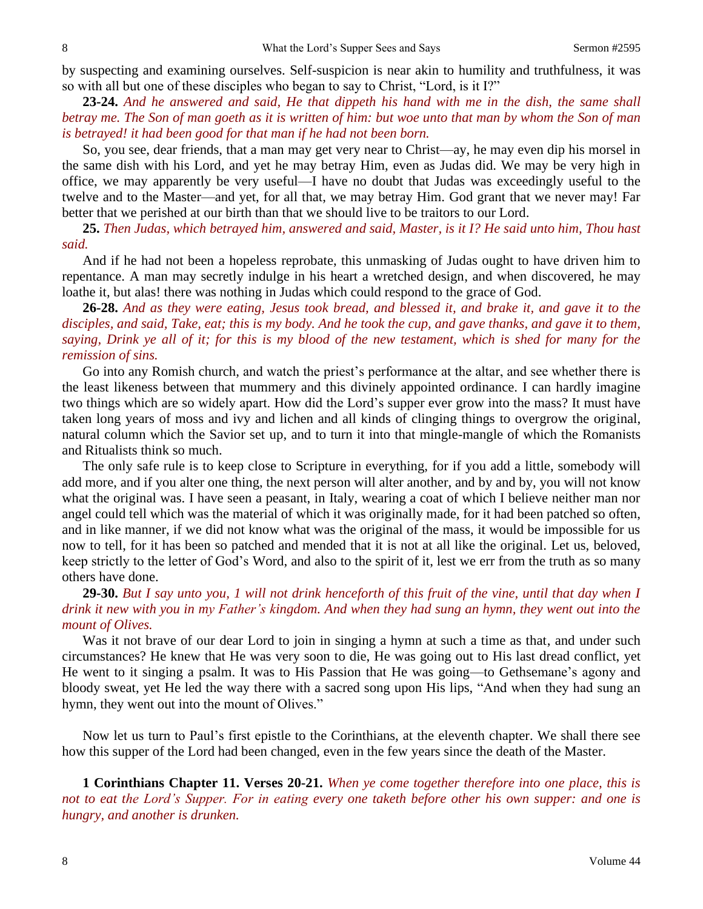by suspecting and examining ourselves. Self-suspicion is near akin to humility and truthfulness, it was so with all but one of these disciples who began to say to Christ, "Lord, is it I?"

**23-24.** *And he answered and said, He that dippeth his hand with me in the dish, the same shall betray me. The Son of man goeth as it is written of him: but woe unto that man by whom the Son of man is betrayed! it had been good for that man if he had not been born.*

So, you see, dear friends, that a man may get very near to Christ—ay, he may even dip his morsel in the same dish with his Lord, and yet he may betray Him, even as Judas did. We may be very high in office, we may apparently be very useful—I have no doubt that Judas was exceedingly useful to the twelve and to the Master—and yet, for all that, we may betray Him. God grant that we never may! Far better that we perished at our birth than that we should live to be traitors to our Lord.

**25.** *Then Judas, which betrayed him, answered and said, Master, is it I? He said unto him, Thou hast said.*

And if he had not been a hopeless reprobate, this unmasking of Judas ought to have driven him to repentance. A man may secretly indulge in his heart a wretched design, and when discovered, he may loathe it, but alas! there was nothing in Judas which could respond to the grace of God.

**26-28.** *And as they were eating, Jesus took bread, and blessed it, and brake it, and gave it to the disciples, and said, Take, eat; this is my body. And he took the cup, and gave thanks, and gave it to them, saying, Drink ye all of it; for this is my blood of the new testament, which is shed for many for the remission of sins.*

Go into any Romish church, and watch the priest's performance at the altar, and see whether there is the least likeness between that mummery and this divinely appointed ordinance. I can hardly imagine two things which are so widely apart. How did the Lord's supper ever grow into the mass? It must have taken long years of moss and ivy and lichen and all kinds of clinging things to overgrow the original, natural column which the Savior set up, and to turn it into that mingle-mangle of which the Romanists and Ritualists think so much.

The only safe rule is to keep close to Scripture in everything, for if you add a little, somebody will add more, and if you alter one thing, the next person will alter another, and by and by, you will not know what the original was. I have seen a peasant, in Italy, wearing a coat of which I believe neither man nor angel could tell which was the material of which it was originally made, for it had been patched so often, and in like manner, if we did not know what was the original of the mass, it would be impossible for us now to tell, for it has been so patched and mended that it is not at all like the original. Let us, beloved, keep strictly to the letter of God's Word, and also to the spirit of it, lest we err from the truth as so many others have done.

**29-30.** *But I say unto you, 1 will not drink henceforth of this fruit of the vine, until that day when I drink it new with you in my Father's kingdom. And when they had sung an hymn, they went out into the mount of Olives.*

Was it not brave of our dear Lord to join in singing a hymn at such a time as that, and under such circumstances? He knew that He was very soon to die, He was going out to His last dread conflict, yet He went to it singing a psalm. It was to His Passion that He was going—to Gethsemane's agony and bloody sweat, yet He led the way there with a sacred song upon His lips, "And when they had sung an hymn, they went out into the mount of Olives."

Now let us turn to Paul's first epistle to the Corinthians, at the eleventh chapter. We shall there see how this supper of the Lord had been changed, even in the few years since the death of the Master.

**1 Corinthians Chapter 11. Verses 20-21.** *When ye come together therefore into one place, this is not to eat the Lord's Supper. For in eating every one taketh before other his own supper: and one is hungry, and another is drunken.*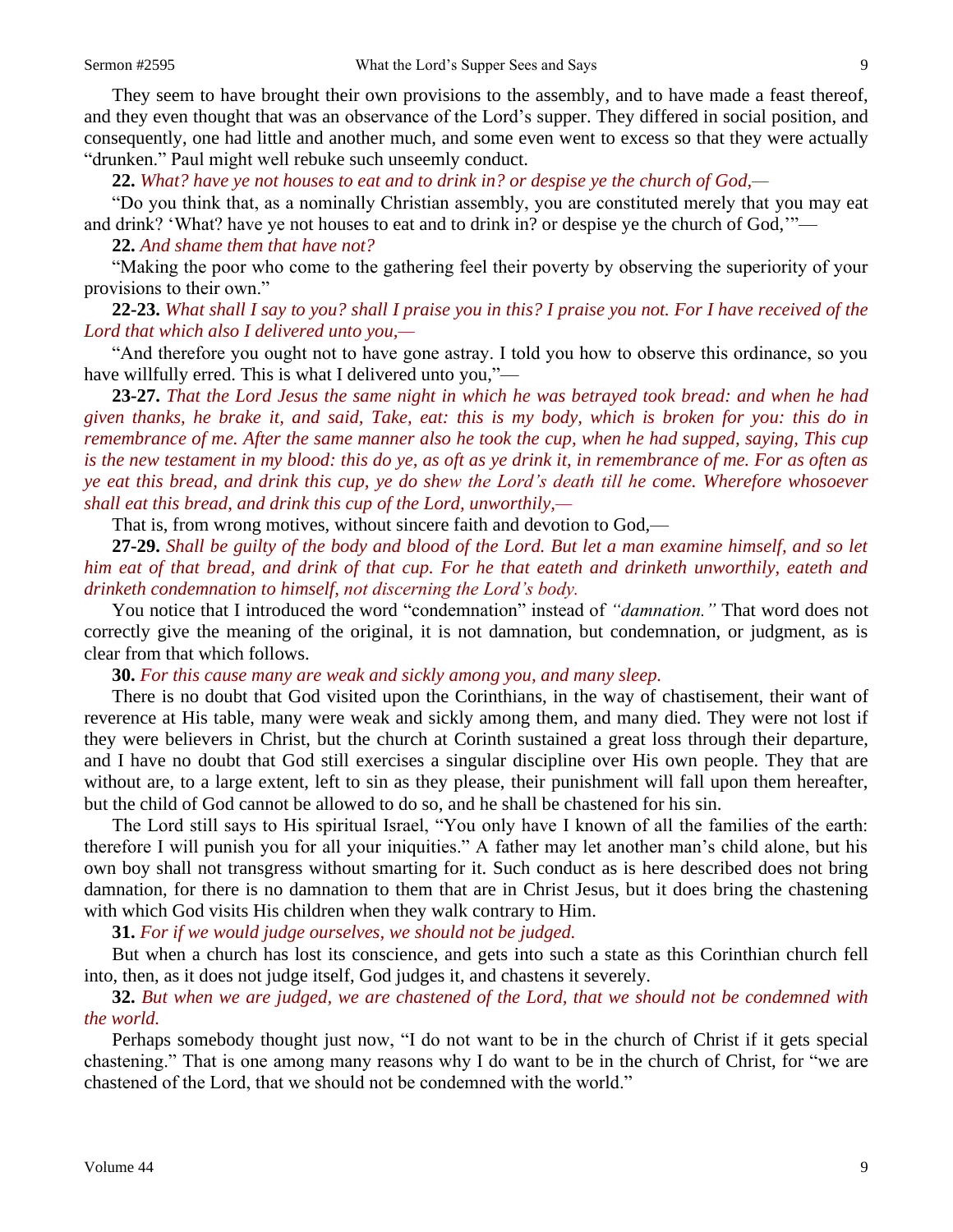They seem to have brought their own provisions to the assembly, and to have made a feast thereof, and they even thought that was an observance of the Lord's supper. They differed in social position, and consequently, one had little and another much, and some even went to excess so that they were actually "drunken." Paul might well rebuke such unseemly conduct.

**22.** *What? have ye not houses to eat and to drink in? or despise ye the church of God,—*

"Do you think that, as a nominally Christian assembly, you are constituted merely that you may eat and drink? 'What? have ye not houses to eat and to drink in? or despise ye the church of God,'"—

**22.** *And shame them that have not?*

"Making the poor who come to the gathering feel their poverty by observing the superiority of your provisions to their own."

**22-23.** *What shall I say to you? shall I praise you in this? I praise you not. For I have received of the Lord that which also I delivered unto you,—*

"And therefore you ought not to have gone astray. I told you how to observe this ordinance, so you have willfully erred. This is what I delivered unto you,"—

**23-27.** *That the Lord Jesus the same night in which he was betrayed took bread: and when he had given thanks, he brake it, and said, Take, eat: this is my body, which is broken for you: this do in remembrance of me. After the same manner also he took the cup, when he had supped, saying, This cup is the new testament in my blood: this do ye, as oft as ye drink it, in remembrance of me. For as often as ye eat this bread, and drink this cup, ye do shew the Lord's death till he come. Wherefore whosoever shall eat this bread, and drink this cup of the Lord, unworthily,—*

That is, from wrong motives, without sincere faith and devotion to God,—

**27-29.** *Shall be guilty of the body and blood of the Lord. But let a man examine himself, and so let him eat of that bread, and drink of that cup. For he that eateth and drinketh unworthily, eateth and drinketh condemnation to himself, not discerning the Lord's body.*

You notice that I introduced the word "condemnation" instead of *"damnation."* That word does not correctly give the meaning of the original, it is not damnation, but condemnation, or judgment, as is clear from that which follows.

**30.** *For this cause many are weak and sickly among you, and many sleep.*

There is no doubt that God visited upon the Corinthians, in the way of chastisement, their want of reverence at His table, many were weak and sickly among them, and many died. They were not lost if they were believers in Christ, but the church at Corinth sustained a great loss through their departure, and I have no doubt that God still exercises a singular discipline over His own people. They that are without are, to a large extent, left to sin as they please, their punishment will fall upon them hereafter, but the child of God cannot be allowed to do so, and he shall be chastened for his sin.

The Lord still says to His spiritual Israel, "You only have I known of all the families of the earth: therefore I will punish you for all your iniquities." A father may let another man's child alone, but his own boy shall not transgress without smarting for it. Such conduct as is here described does not bring damnation, for there is no damnation to them that are in Christ Jesus, but it does bring the chastening with which God visits His children when they walk contrary to Him.

**31.** *For if we would judge ourselves, we should not be judged.*

But when a church has lost its conscience, and gets into such a state as this Corinthian church fell into, then, as it does not judge itself, God judges it, and chastens it severely.

**32.** *But when we are judged, we are chastened of the Lord, that we should not be condemned with the world.*

Perhaps somebody thought just now, "I do not want to be in the church of Christ if it gets special chastening." That is one among many reasons why I do want to be in the church of Christ, for "we are chastened of the Lord, that we should not be condemned with the world."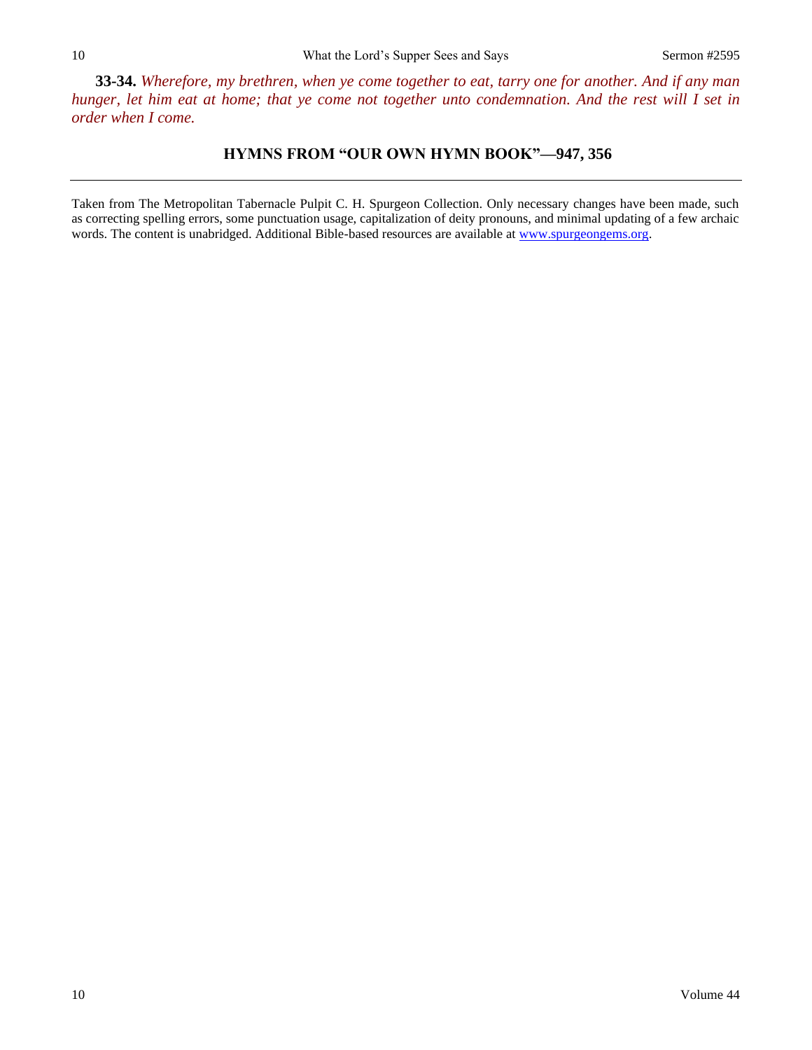**33-34.** *Wherefore, my brethren, when ye come together to eat, tarry one for another. And if any man hunger, let him eat at home; that ye come not together unto condemnation. And the rest will I set in order when I come.*

## HYMNS FROM "OUR OWN HYMN BOOK"—947, 356

---

Taken from The Metropolitan Tabernacle Pulpit C. H. Spurgeon Collection. Only necessary changes have been made, such as correcting spelling errors, some punctuation usage, capitalization of deity pronouns, and minimal updating of a few archaic words. The content is unabridged. Additional Bible-based resources are available at www.spurgeongems.org.